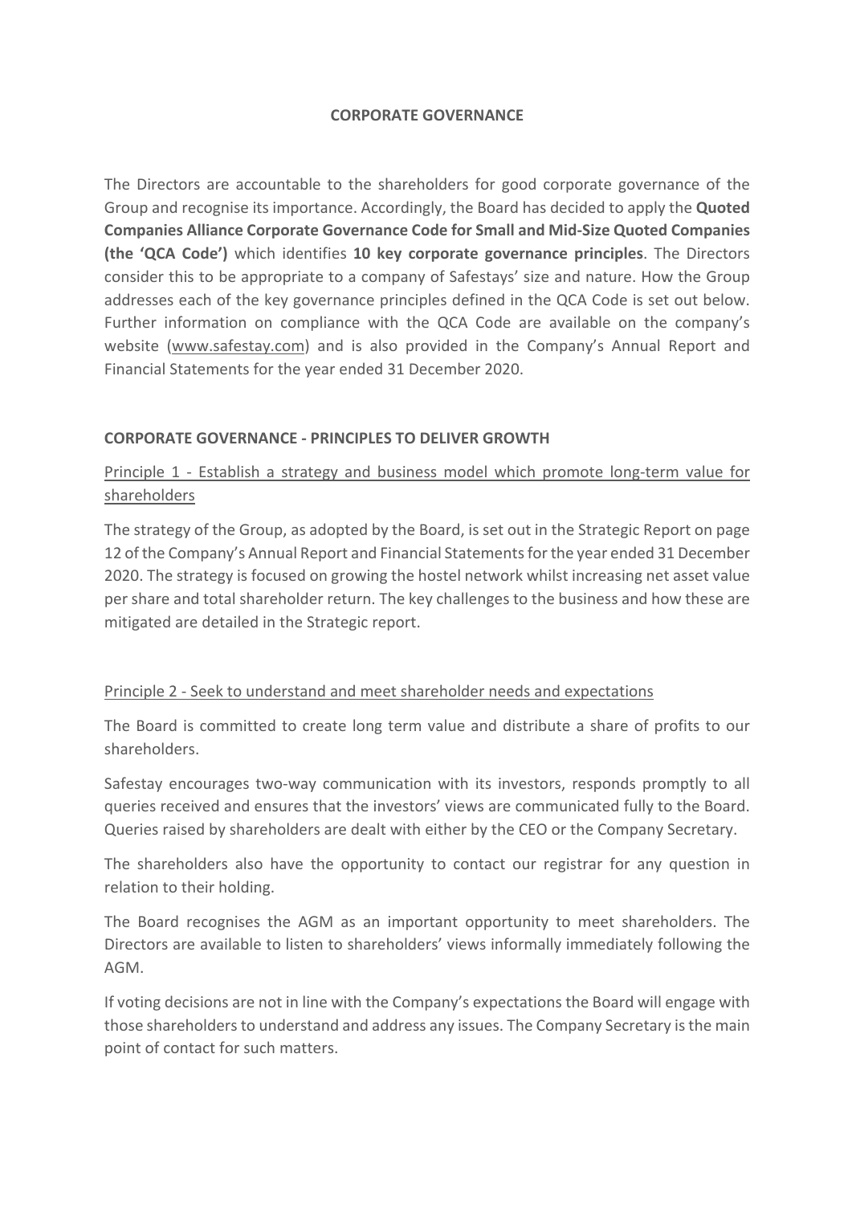# CORPORATE GOVERNANCE

The Directors are accountable to the shareholders for good corporate governance of the Group and recognise its importance. Accordingly, the Board has decided to apply the **Quoted Companies Alliance Corporate Governance Code for Small and Mid-Size Quoted Companies (the 'QCA Code')** which identifies **10 key corporate governance principles**. The Directors consider this to be appropriate to a company of Safestays' size and nature. How the Group addresses each of the key governance principles defined in the QCA Code is set out below. Further information on compliance with the QCA Code are available on the company's website (www.safestay.com) and is also provided in the Company's Annual Report and Financial Statements for the year ended 31 December 2020.

## CORPORATE GOVERNANCE - PRINCIPLES TO DELIVER GROWTH

### Principle 1 - Establish a strategy and business model which promote long-term value for shareholders

The strategy of the Group, as adopted by the Board, is set out in the Strategic Report on page 12 of the Company's Annual Report and Financial Statements for the year ended 31 December 2020. The strategy is focused on growing the hostel network whilst increasing net asset value per share and total shareholder return. The key challenges to the business and how these are mitigated are detailed in the Strategic report.

### Principle 2 - Seek to understand and meet shareholder needs and expectations

The Board is committed to create long term value and distribute a share of profits to our shareholders.

Safestay encourages two-way communication with its investors, responds promptly to all queries received and ensures that the investors' views are communicated fully to the Board. Queries raised by shareholders are dealt with either by the CEO or the Company Secretary.

The shareholders also have the opportunity to contact our registrar for any question in relation to their holding.

The Board recognises the AGM as an important opportunity to meet shareholders. The Directors are available to listen to shareholders' views informally immediately following the AGM.

If voting decisions are not in line with the Company's expectations the Board will engage with those shareholders to understand and address any issues. The Company Secretary is the main point of contact for such matters.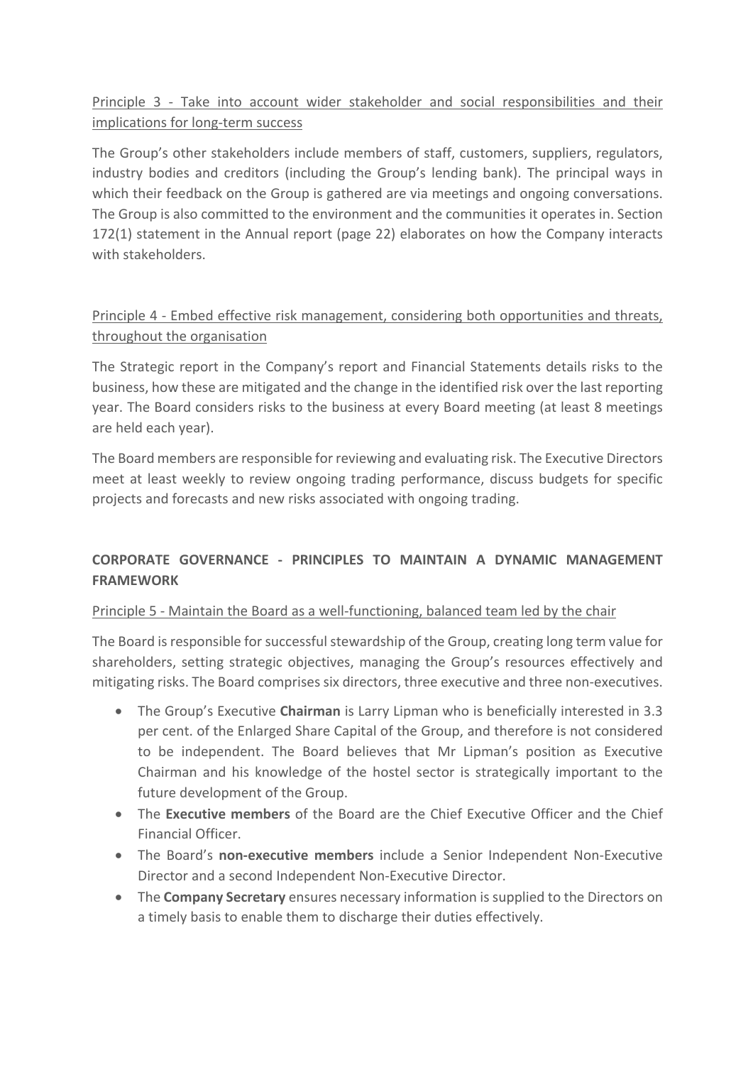Principle 3 - Take into account wider stakeholder and social responsibilities and their implications for long-term success

The Group's other stakeholders include members of staff, customers, suppliers, regulators, industry bodies and creditors (including the Group's lending bank). The principal ways in which their feedback on the Group is gathered are via meetings and ongoing conversations. The Group is also committed to the environment and the communities it operates in. Section 172(1) statement in the Annual report (page 22) elaborates on how the Company interacts with stakeholders.

Principle 4 - Embed effective risk management, considering both opportunities and threats, throughout the organisation

The Strategic report in the Company's report and Financial Statements details risks to the business, how these are mitigated and the change in the identified risk over the last reporting year. The Board considers risks to the business at every Board meeting (at least 8 meetings are held each year).

The Board members are responsible for reviewing and evaluating risk. The Executive Directors meet at least weekly to review ongoing trading performance, discuss budgets for specific projects and forecasts and new risks associated with ongoing trading.

## CORPORATE GOVERNANCE - PRINCIPLES TO MAINTAIN A DYNAMIC MANAGEMENT FRAMEWORK

Principle 5 - Maintain the Board as a well-functioning, balanced team led by the chair

The Board is responsible for successful stewardship of the Group, creating long term value for shareholders, setting strategic objectives, managing the Group's resources effectively and mitigating risks. The Board comprises six directors, three executive and three non-executives.

- The Group's Executive **Chairman** is Larry Lipman who is beneficially interested in 3.3 per cent. of the Enlarged Share Capital of the Group, and therefore is not considered to be independent. The Board believes that Mr Lipman's position as Executive Chairman and his knowledge of the hostel sector is strategically important to the future development of the Group.
- The **Executive members** of the Board are the Chief Executive Officer and the Chief Financial Officer.
- The Board's **non-executive members** include a Senior Independent Non-Executive Director and a second Independent Non-Executive Director.
- The **Company Secretary** ensures necessary information is supplied to the Directors on a timely basis to enable them to discharge their duties effectively.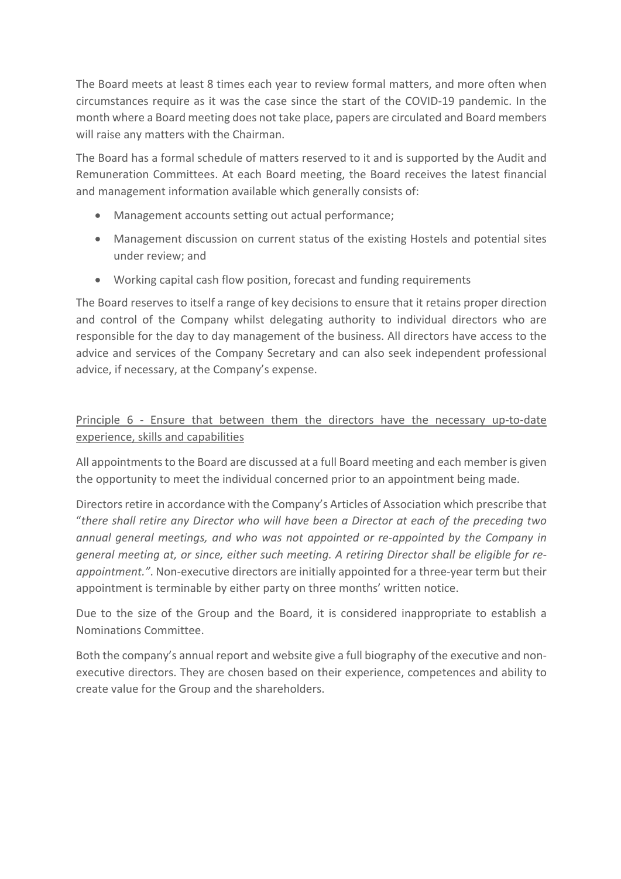The Board meets at least 8 times each year to review formal matters, and more often when circumstances require as it was the case since the start of the COVID-19 pandemic. In the month where a Board meeting does not take place, papers are circulated and Board members will raise any matters with the Chairman.

The Board has a formal schedule of matters reserved to it and is supported by the Audit and Remuneration Committees. At each Board meeting, the Board receives the latest financial and management information available which generally consists of:

- Management accounts setting out actual performance;
- Management discussion on current status of the existing Hostels and potential sites under review; and
- Working capital cash flow position, forecast and funding requirements

The Board reserves to itself a range of key decisions to ensure that it retains proper direction and control of the Company whilst delegating authority to individual directors who are responsible for the day to day management of the business. All directors have access to the advice and services of the Company Secretary and can also seek independent professional advice, if necessary, at the Company's expense.

## Principle 6 - Ensure that between them the directors have the necessary up-to-date experience, skills and capabilities

All appointments to the Board are discussed at a full Board meeting and each member is given the opportunity to meet the individual concerned prior to an appointment being made.

Directors retire in accordance with the Company's Articles of Association which prescribe that "*there shall retire any Director who will have been a Director at each of the preceding two annual general meetings, and who was not appointed or re-appointed by the Company in general meeting at, or since, either such meeting. A retiring Director shall be eligible for re-appointment."*. Non-executive directors are initially appointed for a three-year term but their appointment is terminable by either party on three months' written notice.

Due to the size of the Group and the Board, it is considered inappropriate to establish a Nominations Committee.

Both the company's annual report and website give a full biography of the executive and non-executive directors. They are chosen based on their experience, competences and ability to create value for the Group and the shareholders.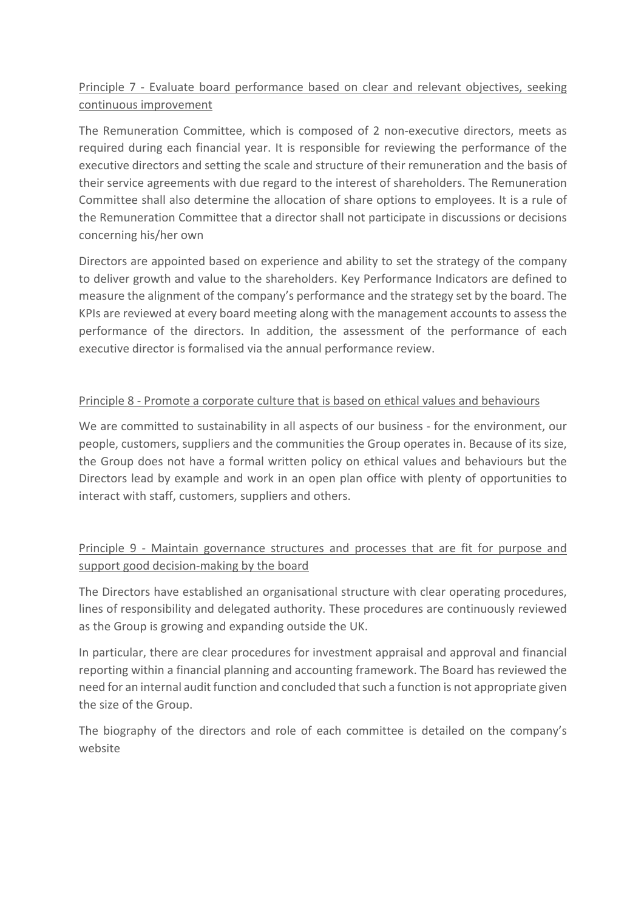Principle 7 - Evaluate board performance based on clear and relevant objectives, seeking continuous improvement

The Remuneration Committee, which is composed of 2 non-executive directors, meets as required during each financial year. It is responsible for reviewing the performance of the executive directors and setting the scale and structure of their remuneration and the basis of their service agreements with due regard to the interest of shareholders. The Remuneration Committee shall also determine the allocation of share options to employees. It is a rule of the Remuneration Committee that a director shall not participate in discussions or decisions concerning his/her own

Directors are appointed based on experience and ability to set the strategy of the company to deliver growth and value to the shareholders. Key Performance Indicators are defined to measure the alignment of the company's performance and the strategy set by the board. The KPIs are reviewed at every board meeting along with the management accounts to assess the performance of the directors. In addition, the assessment of the performance of each executive director is formalised via the annual performance review.

Principle 8 - Promote a corporate culture that is based on ethical values and behaviours

We are committed to sustainability in all aspects of our business - for the environment, our people, customers, suppliers and the communities the Group operates in. Because of its size, the Group does not have a formal written policy on ethical values and behaviours but the Directors lead by example and work in an open plan office with plenty of opportunities to interact with staff, customers, suppliers and others.

Principle 9 - Maintain governance structures and processes that are fit for purpose and support good decision-making by the board

The Directors have established an organisational structure with clear operating procedures, lines of responsibility and delegated authority. These procedures are continuously reviewed as the Group is growing and expanding outside the UK.

In particular, there are clear procedures for investment appraisal and approval and financial reporting within a financial planning and accounting framework. The Board has reviewed the need for an internal audit function and concluded that such a function is not appropriate given the size of the Group.

The biography of the directors and role of each committee is detailed on the company's website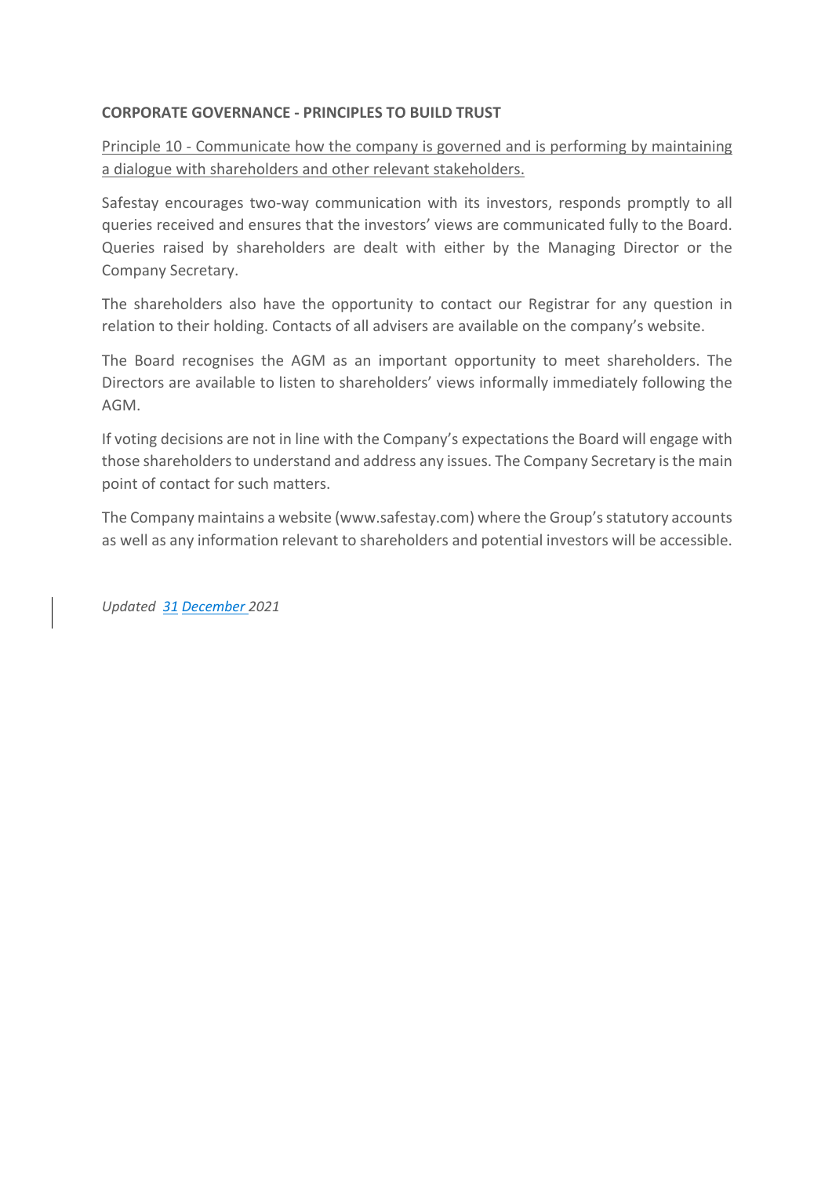**CORPORATE GOVERNANCE - PRINCIPLES TO BUILD TRUST**

Principle 10 - Communicate how the company is governed and is performing by maintaining a dialogue with shareholders and other relevant stakeholders.

Safestay encourages two-way communication with its investors, responds promptly to all queries received and ensures that the investors' views are communicated fully to the Board. Queries raised by shareholders are dealt with either by the Managing Director or the Company Secretary.

The shareholders also have the opportunity to contact our Registrar for any question in relation to their holding. Contacts of all advisers are available on the company's website.

The Board recognises the AGM as an important opportunity to meet shareholders. The Directors are available to listen to shareholders' views informally immediately following the AGM.

If voting decisions are not in line with the Company's expectations the Board will engage with those shareholders to understand and address any issues. The Company Secretary is the main point of contact for such matters.

The Company maintains a website (www.safestay.com) where the Group's statutory accounts as well as any information relevant to shareholders and potential investors will be accessible.

*Updated 31 December 2021*